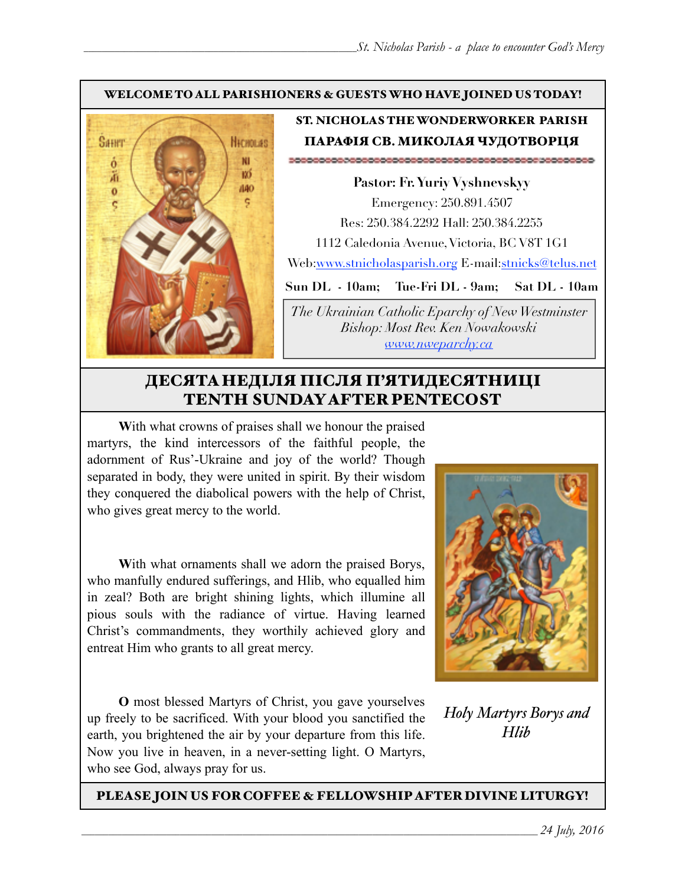**WELCOME TO ALL PARISHIONERS & GUESTS WHO HAVE JOINED US TODAY!**

**ST. NICHOLAS THE WONDERWORKER PARISH**

**ПАРАФІЯ СВ. МИКОЛАЯ ЧУДОТВОРЦЯ**

**Pastor: Fr. Yuriy Vyshnevskyy**

Emergency: 250.891.4507

Res: 250.384.2292 Hall: 250.384.2255

1112 Caledonia Avenue, Victoria, BC V8T 1G1

Web:www.stnicholasparish.org E-mail:stnicks@telus.net

**Sun DL - 10am; Tue-Fri DL - 9am; Sat DL - 10am**

*The Ukrainian Catholic Eparchy of New Westminster*
*Bishop: Most Rev. Ken Nowakowski*
*www.nweparchy.ca*

# ДЕСЯТА НЕДІЛЯ ПІСЛЯ П'ЯТИДЕСЯТНИЦІ
# TENTH SUNDAY AFTER PENTECOST

**W**ith what crowns of praises shall we honour the praised martyrs, the kind intercessors of the faithful people, the adornment of Rus'-Ukraine and joy of the world? Though separated in body, they were united in spirit. By their wisdom they conquered the diabolical powers with the help of Christ, who gives great mercy to the world.

**W**ith what ornaments shall we adorn the praised Borys, who manfully endured sufferings, and Hlib, who equalled him in zeal? Both are bright shining lights, which illumine all pious souls with the radiance of virtue. Having learned Christ's commandments, they worthily achieved glory and entreat Him who grants to all great mercy.

**O** most blessed Martyrs of Christ, you gave yourselves up freely to be sacrificed. With your blood you sanctified the earth, you brightened the air by your departure from this life. Now you live in heaven, in a never-setting light. O Martyrs, who see God, always pray for us.

*Holy Martyrs Borys and Hlib*

**PLEASE JOIN US FOR COFFEE & FELLOWSHIP AFTER DIVINE LITURGY!**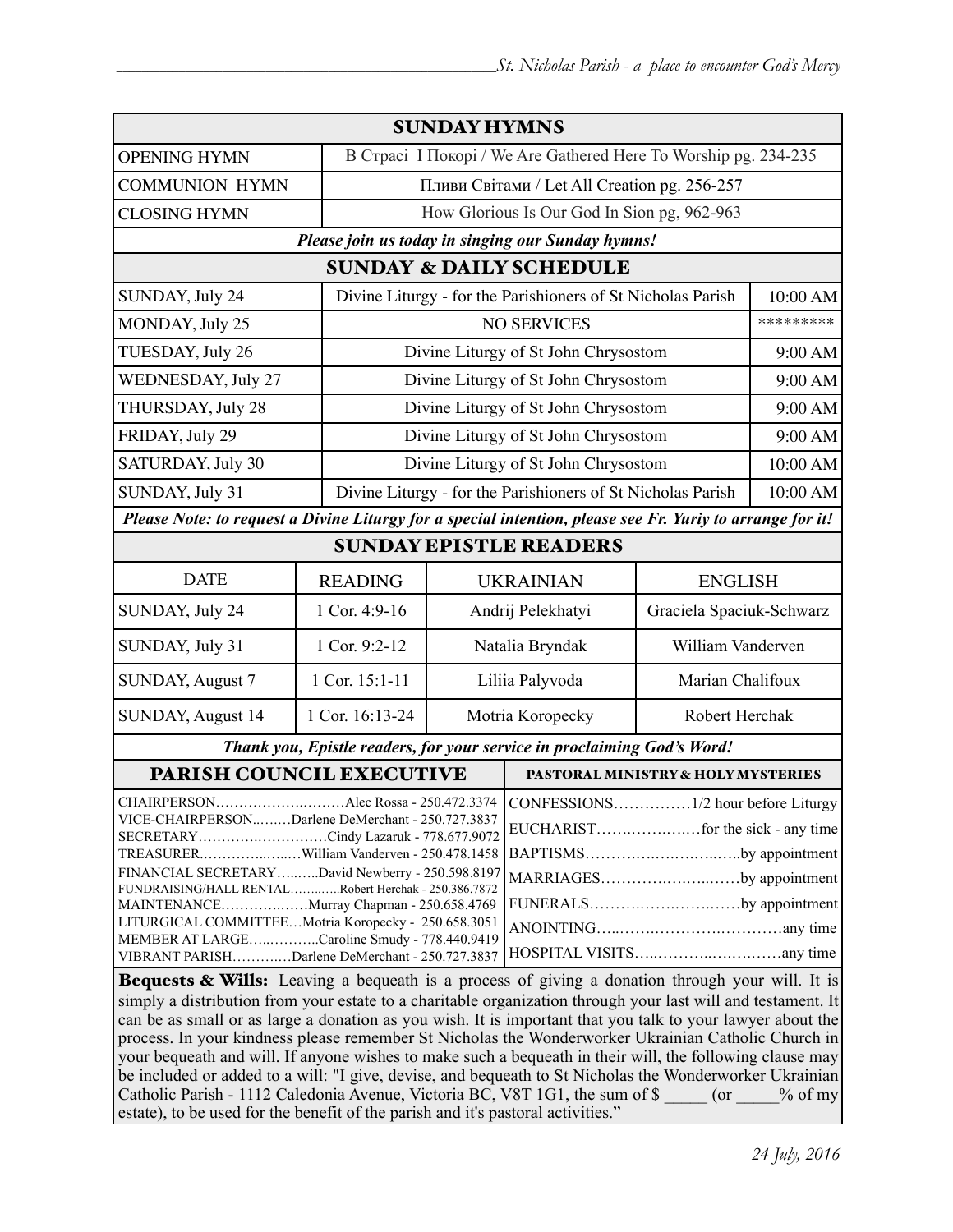## SUNDAY HYMNS

| | |
|---|---|
| OPENING HYMN | В Страсі І Покорі / We Are Gathered Here To Worship pg. 234-235 |
| COMMUNION HYMN | Пливи Світами / Let All Creation pg. 256-257 |
| CLOSING HYMN | How Glorious Is Our God In Sion pg, 962-963 |

***Please join us today in singing our Sunday hymns!***

## SUNDAY & DAILY SCHEDULE

| | | |
|---|---|---|
| SUNDAY, July 24 | Divine Liturgy - for the Parishioners of St Nicholas Parish | 10:00 AM |
| MONDAY, July 25 | NO SERVICES | ********* |
| TUESDAY, July 26 | Divine Liturgy of St John Chrysostom | 9:00 AM |
| WEDNESDAY, July 27 | Divine Liturgy of St John Chrysostom | 9:00 AM |
| THURSDAY, July 28 | Divine Liturgy of St John Chrysostom | 9:00 AM |
| FRIDAY, July 29 | Divine Liturgy of St John Chrysostom | 9:00 AM |
| SATURDAY, July 30 | Divine Liturgy of St John Chrysostom | 10:00 AM |
| SUNDAY, July 31 | Divine Liturgy - for the Parishioners of St Nicholas Parish | 10:00 AM |

***Please Note: to request a Divine Liturgy for a special intention, please see Fr. Yuriy to arrange for it!***

## SUNDAY EPISTLE READERS

| DATE | READING | UKRAINIAN | ENGLISH |
|---|---|---|---|
| SUNDAY, July 24 | 1 Cor. 4:9-16 | Andrij Pelekhatyi | Graciela Spaciuk-Schwarz |
| SUNDAY, July 31 | 1 Cor. 9:2-12 | Natalia Bryndak | William Vanderven |
| SUNDAY, August 7 | 1 Cor. 15:1-11 | Liliia Palyvoda | Marian Chalifoux |
| SUNDAY, August 14 | 1 Cor. 16:13-24 | Motria Koropecky | Robert Herchak |

***Thank you, Epistle readers, for your service in proclaiming God's Word!***

## PARISH COUNCIL EXECUTIVE

CHAIRPERSON………………..……Alec Rossa - 250.472.3374
VICE-CHAIRPERSON..…..…Darlene DeMerchant - 250.727.3837
SECRETARY……………..………Cindy Lazaruk - 778.677.9072
TREASURER…………..…..…William Vanderven - 250.478.1458
FINANCIAL SECRETARY…..…..David Newberry - 250.598.8197
FUNDRAISING/HALL RENTAL……..…..Robert Herchak - 250.386.7872
MAINTENANCE……………..……Murray Chapman - 250.658.4769
LITURGICAL COMMITTEE…Motria Koropecky - 250.658.3051
MEMBER AT LARGE…..……….Caroline Smudy - 778.440.9419
VIBRANT PARISH………..…Darlene DeMerchant - 250.727.3837

## PASTORAL MINISTRY & HOLY MYSTERIES

CONFESSIONS……………1/2 hour before Liturgy
EUCHARIST……..……..……for the sick - any time
BAPTISMS……….…….……..…..by appointment
MARRIAGES……….….…..……by appointment
FUNERALS……….…….….….……by appointment
ANOINTING…..…….…………….…………any time
HOSPITAL VISITS…..………..…….……any time

**Bequests & Wills:** Leaving a bequeath is a process of giving a donation through your will. It is simply a distribution from your estate to a charitable organization through your last will and testament. It can be as small or as large a donation as you wish. It is important that you talk to your lawyer about the process. In your kindness please remember St Nicholas the Wonderworker Ukrainian Catholic Church in your bequeath and will. If anyone wishes to make such a bequeath in their will, the following clause may be included or added to a will: "I give, devise, and bequeath to St Nicholas the Wonderworker Ukrainian Catholic Parish - 1112 Caledonia Avenue, Victoria BC, V8T 1G1, the sum of $ _____ (or _____% of my estate), to be used for the benefit of the parish and it's pastoral activities."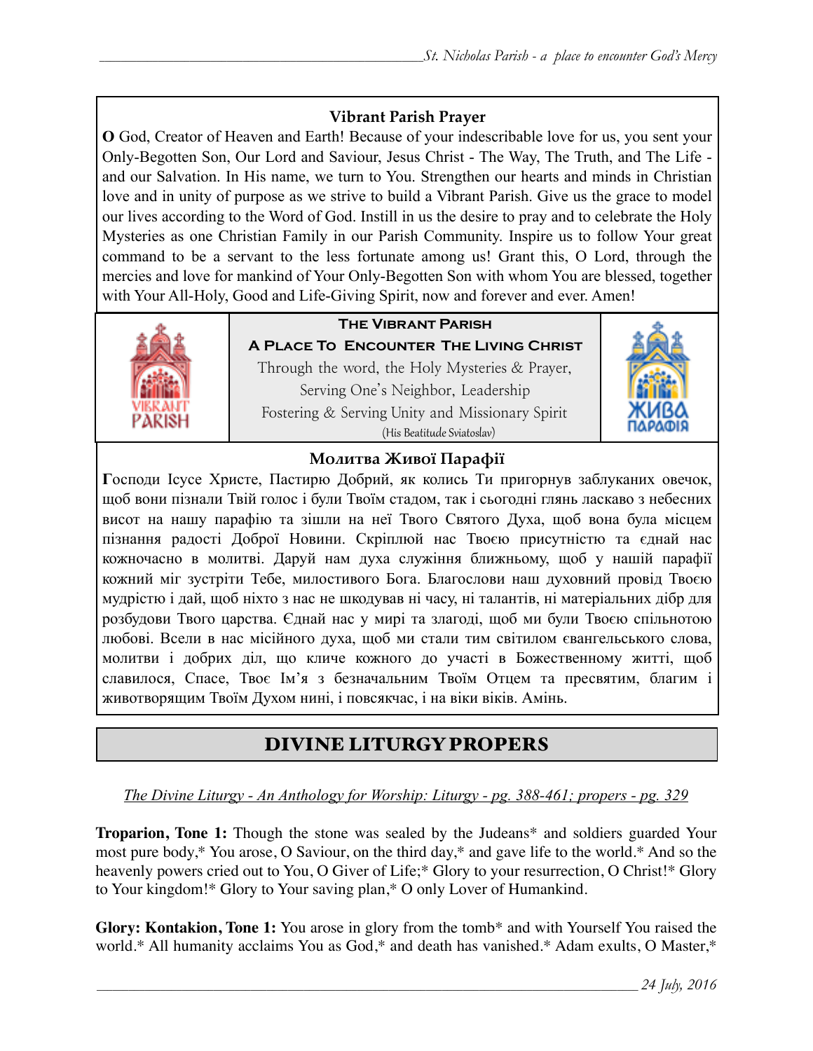## Vibrant Parish Prayer

**O** God, Creator of Heaven and Earth! Because of your indescribable love for us, you sent your Only-Begotten Son, Our Lord and Saviour, Jesus Christ - The Way, The Truth, and The Life - and our Salvation. In His name, we turn to You. Strengthen our hearts and minds in Christian love and in unity of purpose as we strive to build a Vibrant Parish. Give us the grace to model our lives according to the Word of God. Instill in us the desire to pray and to celebrate the Holy Mysteries as one Christian Family in our Parish Community. Inspire us to follow Your great command to be a servant to the less fortunate among us! Grant this, O Lord, through the mercies and love for mankind of Your Only-Begotten Son with whom You are blessed, together with Your All-Holy, Good and Life-Giving Spirit, now and forever and ever. Amen!

**The Vibrant Parish**

**A Place To Encounter The Living Christ**

Through the word, the Holy Mysteries & Prayer,
Serving One's Neighbor, Leadership
Fostering & Serving Unity and Missionary Spirit
(His Beatitude Sviatoslav)

## Молитва Живої Парафії

**Г**осподи Ісусе Христе, Пастирю Добрий, як колись Ти пригорнув заблуканих овечок, щоб вони пізнали Твій голос і були Твоїм стадом, так і сьогодні глянь ласкаво з небесних висот на нашу парафію та зішли на неї Твого Святого Духа, щоб вона була місцем пізнання радості Доброї Новини. Скріплюй нас Твоєю присутністю та єднай нас кожночасно в молитві. Даруй нам духа служіння ближньому, щоб у нашій парафії кожний міг зустріти Тебе, милостивого Бога. Благослови наш духовний провід Твоєю мудрістю і дай, щоб ніхто з нас не шкодував ні часу, ні талантів, ні матеріальних дібр для розбудови Твого царства. Єднай нас у мирі та злагоді, щоб ми були Твоєю спільнотою любові. Всели в нас місійного духа, щоб ми стали тим світилом євангельського слова, молитви і добрих діл, що кличе кожного до участі в Божественному житті, щоб славилося, Спасе, Твоє Ім'я з безначальним Твоїм Отцем та пресвятим, благим і животворящим Твоїм Духом нині, і повсякчас, і на віки віків. Амінь.

## DIVINE LITURGY PROPERS

*The Divine Liturgy - An Anthology for Worship: Liturgy - pg. 388-461; propers - pg. 329*

**Troparion, Tone 1:** Though the stone was sealed by the Judeans* and soldiers guarded Your most pure body,* You arose, O Saviour, on the third day,* and gave life to the world.* And so the heavenly powers cried out to You, O Giver of Life;* Glory to your resurrection, O Christ!* Glory to Your kingdom!* Glory to Your saving plan,* O only Lover of Humankind.

**Glory: Kontakion, Tone 1:** You arose in glory from the tomb* and with Yourself You raised the world.* All humanity acclaims You as God,* and death has vanished.* Adam exults, O Master,*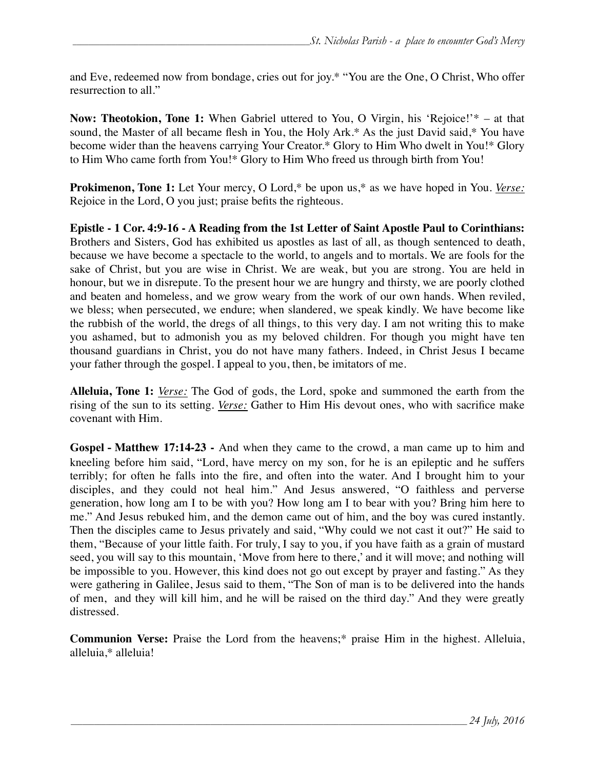and Eve, redeemed now from bondage, cries out for joy.* "You are the One, O Christ, Who offer resurrection to all."

**Now: Theotokion, Tone 1:** When Gabriel uttered to You, O Virgin, his 'Rejoice!'* – at that sound, the Master of all became flesh in You, the Holy Ark.* As the just David said,* You have become wider than the heavens carrying Your Creator.* Glory to Him Who dwelt in You!* Glory to Him Who came forth from You!* Glory to Him Who freed us through birth from You!

**Prokimenon, Tone 1:** Let Your mercy, O Lord,* be upon us,* as we have hoped in You. *Verse:* Rejoice in the Lord, O you just; praise befits the righteous.

**Epistle - 1 Cor. 4:9-16 - A Reading from the 1st Letter of Saint Apostle Paul to Corinthians:** Brothers and Sisters, God has exhibited us apostles as last of all, as though sentenced to death, because we have become a spectacle to the world, to angels and to mortals. We are fools for the sake of Christ, but you are wise in Christ. We are weak, but you are strong. You are held in honour, but we in disrepute. To the present hour we are hungry and thirsty, we are poorly clothed and beaten and homeless, and we grow weary from the work of our own hands. When reviled, we bless; when persecuted, we endure; when slandered, we speak kindly. We have become like the rubbish of the world, the dregs of all things, to this very day. I am not writing this to make you ashamed, but to admonish you as my beloved children. For though you might have ten thousand guardians in Christ, you do not have many fathers. Indeed, in Christ Jesus I became your father through the gospel. I appeal to you, then, be imitators of me.

**Alleluia, Tone 1:** *Verse:* The God of gods, the Lord, spoke and summoned the earth from the rising of the sun to its setting. *Verse:* Gather to Him His devout ones, who with sacrifice make covenant with Him.

**Gospel - Matthew 17:14-23 -** And when they came to the crowd, a man came up to him and kneeling before him said, "Lord, have mercy on my son, for he is an epileptic and he suffers terribly; for often he falls into the fire, and often into the water. And I brought him to your disciples, and they could not heal him." And Jesus answered, "O faithless and perverse generation, how long am I to be with you? How long am I to bear with you? Bring him here to me." And Jesus rebuked him, and the demon came out of him, and the boy was cured instantly. Then the disciples came to Jesus privately and said, "Why could we not cast it out?" He said to them, "Because of your little faith. For truly, I say to you, if you have faith as a grain of mustard seed, you will say to this mountain, 'Move from here to there,' and it will move; and nothing will be impossible to you. However, this kind does not go out except by prayer and fasting." As they were gathering in Galilee, Jesus said to them, "The Son of man is to be delivered into the hands of men, and they will kill him, and he will be raised on the third day." And they were greatly distressed.

**Communion Verse:** Praise the Lord from the heavens;* praise Him in the highest. Alleluia, alleluia,* alleluia!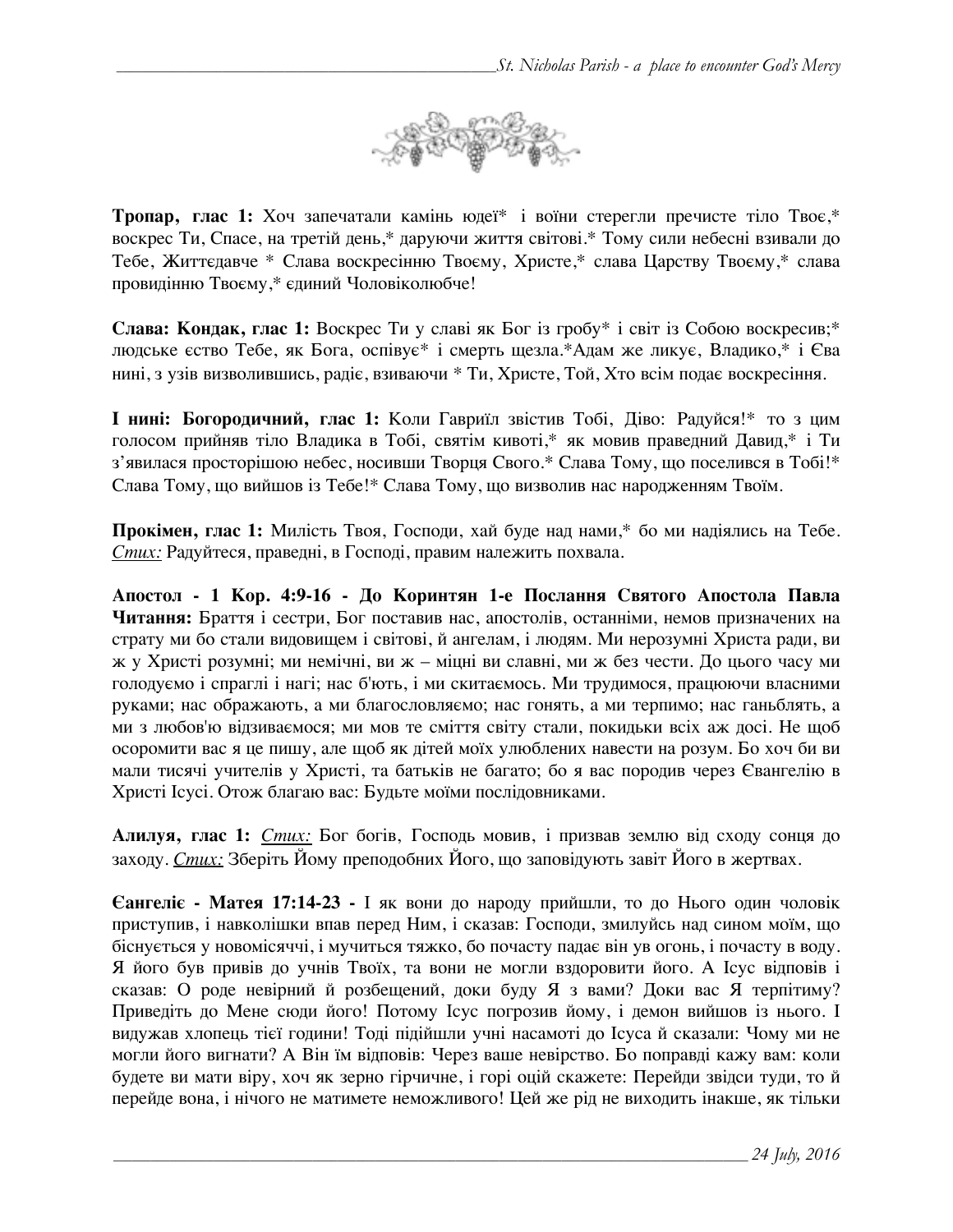**Тропар, глас 1:** Хоч запечатали камінь юдеї* і воїни стерегли пречисте тіло Твоє,* воскрес Ти, Спасе, на третій день,* даруючи життя світові.* Тому сили небесні взивали до Тебе, Життєдавче * Слава воскресінню Твоєму, Христе,* слава Царству Твоєму,* слава провидінню Твоєму,* єдиний Чоловіколюбче!

**Слава: Кондак, глас 1:** Воскрес Ти у славі як Бог із гробу* і світ із Собою воскресив;* людське єство Тебе, як Бога, оспівує* і смерть щезла.*Адам же ликує, Владико,* і Єва нині, з узів визволившись, радіє, взиваючи * Ти, Христе, Той, Хто всім подає воскресіння.

**І нині: Богородичний, глас 1:** Коли Гавриїл звістив Тобі, Діво: Радуйся!* то з цим голосом прийняв тіло Владика в Тобі, святім кивоті,* як мовив праведний Давид,* і Ти з'явилася просторішою небес, носивши Творця Свого.* Слава Тому, що поселився в Тобі!* Слава Тому, що вийшов із Тебе!* Слава Тому, що визволив нас народженням Твоїм.

**Прокімен, глас 1:** Милість Твоя, Господи, хай буде над нами,* бо ми надіялись на Тебе. _Стих:_ Радуйтеся, праведні, в Господі, правим належить похвала.

**Апостол - 1 Кор. 4:9-16 - До Коринтян 1-е Послання Святого Апостола Павла Читання:** Браття і сестри, Бог поставив нас, апостолів, останніми, немов призначених на страту ми бо стали видовищем і світові, й ангелам, і людям. Ми нерозумні Христа ради, ви ж у Христі розумні; ми немічні, ви ж – міцні ви славні, ми ж без чести. До цього часу ми голодуємо і спраглі і нагі; нас б'ють, і ми скитаємось. Ми трудимося, працюючи власними руками; нас ображають, а ми благословляємо; нас гонять, а ми терпимо; нас ганьблять, а ми з любов'ю відзиваємося; ми мов те сміття світу стали, покидьки всіх аж досі. Не щоб осоромити вас я це пишу, але щоб як дітей моїх улюблених навести на розум. Бо хоч би ви мали тисячі учителів у Христі, та батьків не багато; бо я вас породив через Євангелію в Христі Ісусі. Отож благаю вас: Будьте моїми послідовниками.

**Алилуя, глас 1:** _Стих:_ Бог богів, Господь мовив, і призвав землю від сходу сонця до заходу. _Стих:_ Зберіть Йому преподобних Його, що заповідують завіт Його в жертвах.

**Євангеліє - Матея 17:14-23 -** І як вони до народу прийшли, то до Нього один чоловік приступив, і навколішки впав перед Ним, і сказав: Господи, змилуйсь над сином моїм, що біснується у новомісяччі, і мучиться тяжко, бо почасту падає він у огонь, і почасту в воду. Я його був привів до учнів Твоїх, та вони не могли вздоровити його. А Ісус відповів і сказав: О роде невірний й розбещений, доки буду Я з вами? Доки вас Я терпітиму? Приведіть до Мене сюди його! Потому Ісус погрозив йому, і демон вийшов із нього. І видужав хлопець тієї години! Тоді підійшли учні насамоті до Ісуса й сказали: Чому ми не могли його вигнати? А Він їм відповів: Через ваше невірство. Бо поправді кажу вам: коли будете ви мати віру, хоч як зерно гірчичне, і горі оцій скажете: Перейди звідси туди, то й перейде вона, і нічого не матимете неможливого! Цей же рід не виходить інакше, як тільки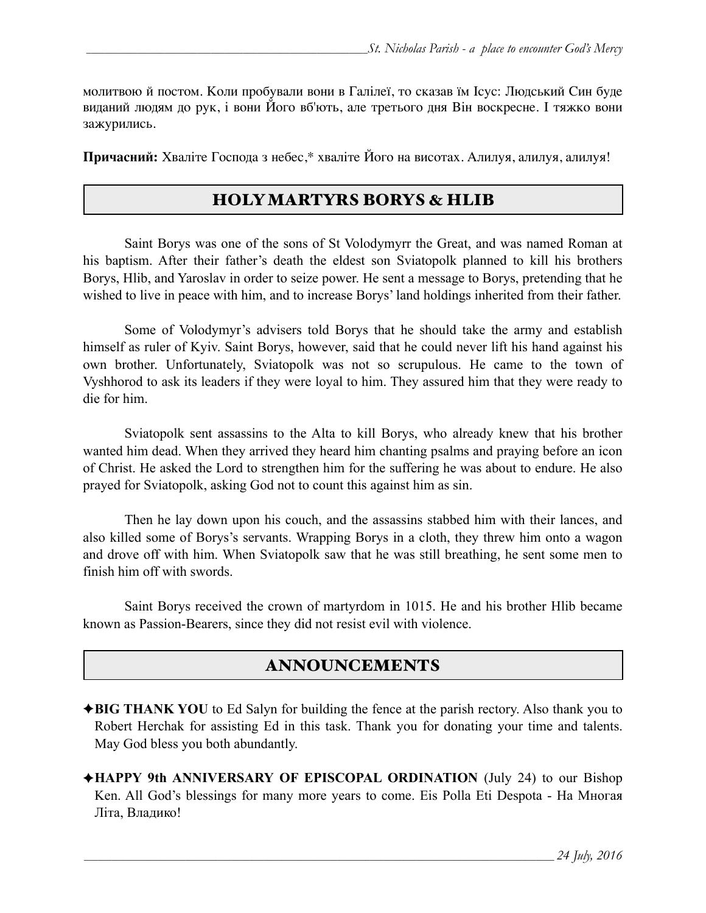молитвою й постом. Коли пробували вони в Галілеї, то сказав їм Ісус: Людський Син буде виданий людям до рук, і вони Його вб'ють, але третього дня Він воскресне. І тяжко вони зажурились.

**Причасний:** Хваліте Господа з небес,* хваліте Його на висотах. Алилуя, алилуя, алилуя!

## HOLY MARTYRS BORYS & HLIB

Saint Borys was one of the sons of St Volodymyrr the Great, and was named Roman at his baptism. After their father's death the eldest son Sviatopolk planned to kill his brothers Borys, Hlib, and Yaroslav in order to seize power. He sent a message to Borys, pretending that he wished to live in peace with him, and to increase Borys' land holdings inherited from their father.

Some of Volodymyr's advisers told Borys that he should take the army and establish himself as ruler of Kyiv. Saint Borys, however, said that he could never lift his hand against his own brother. Unfortunately, Sviatopolk was not so scrupulous. He came to the town of Vyshhorod to ask its leaders if they were loyal to him. They assured him that they were ready to die for him.

Sviatopolk sent assassins to the Alta to kill Borys, who already knew that his brother wanted him dead. When they arrived they heard him chanting psalms and praying before an icon of Christ. He asked the Lord to strengthen him for the suffering he was about to endure. He also prayed for Sviatopolk, asking God not to count this against him as sin.

Then he lay down upon his couch, and the assassins stabbed him with their lances, and also killed some of Borys's servants. Wrapping Borys in a cloth, they threw him onto a wagon and drove off with him. When Sviatopolk saw that he was still breathing, he sent some men to finish him off with swords.

Saint Borys received the crown of martyrdom in 1015. He and his brother Hlib became known as Passion-Bearers, since they did not resist evil with violence.

## ANNOUNCEMENTS

✦**BIG THANK YOU** to Ed Salyn for building the fence at the parish rectory. Also thank you to Robert Herchak for assisting Ed in this task. Thank you for donating your time and talents. May God bless you both abundantly.

✦**HAPPY 9th ANNIVERSARY OF EPISCOPAL ORDINATION** (July 24) to our Bishop Ken. All God's blessings for many more years to come. Eis Polla Eti Despota - На Многая Літа, Владико!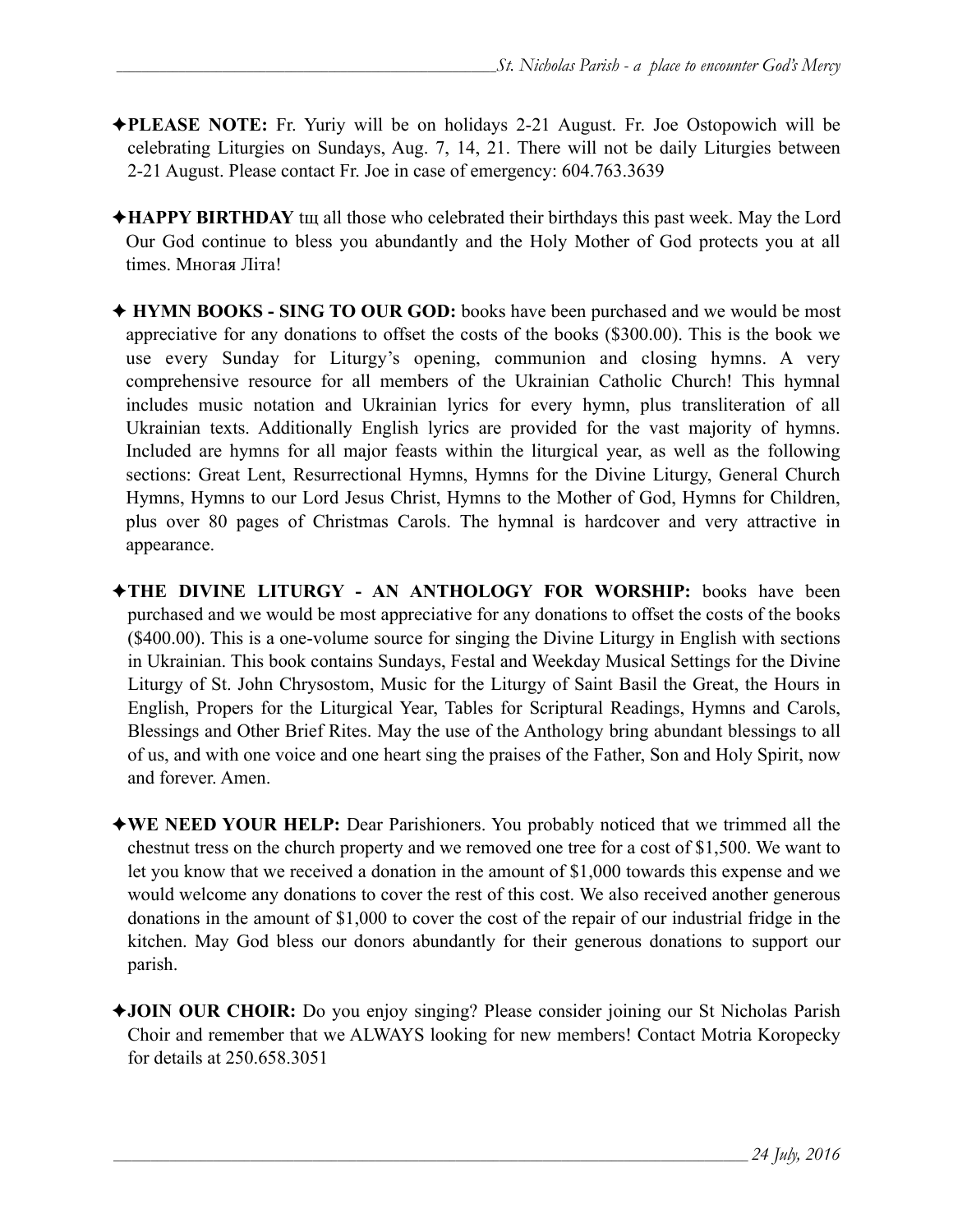✦**PLEASE NOTE:** Fr. Yuriy will be on holidays 2-21 August. Fr. Joe Ostopowich will be celebrating Liturgies on Sundays, Aug. 7, 14, 21. There will not be daily Liturgies between 2-21 August. Please contact Fr. Joe in case of emergency: 604.763.3639

✦**HAPPY BIRTHDAY** тщ all those who celebrated their birthdays this past week. May the Lord Our God continue to bless you abundantly and the Holy Mother of God protects you at all times. Многая Літа!

✦ **HYMN BOOKS - SING TO OUR GOD:** books have been purchased and we would be most appreciative for any donations to offset the costs of the books ($300.00). This is the book we use every Sunday for Liturgy's opening, communion and closing hymns. A very comprehensive resource for all members of the Ukrainian Catholic Church! This hymnal includes music notation and Ukrainian lyrics for every hymn, plus transliteration of all Ukrainian texts. Additionally English lyrics are provided for the vast majority of hymns. Included are hymns for all major feasts within the liturgical year, as well as the following sections: Great Lent, Resurrectional Hymns, Hymns for the Divine Liturgy, General Church Hymns, Hymns to our Lord Jesus Christ, Hymns to the Mother of God, Hymns for Children, plus over 80 pages of Christmas Carols. The hymnal is hardcover and very attractive in appearance.

✦**THE DIVINE LITURGY - AN ANTHOLOGY FOR WORSHIP:** books have been purchased and we would be most appreciative for any donations to offset the costs of the books ($400.00). This is a one-volume source for singing the Divine Liturgy in English with sections in Ukrainian. This book contains Sundays, Festal and Weekday Musical Settings for the Divine Liturgy of St. John Chrysostom, Music for the Liturgy of Saint Basil the Great, the Hours in English, Propers for the Liturgical Year, Tables for Scriptural Readings, Hymns and Carols, Blessings and Other Brief Rites. May the use of the Anthology bring abundant blessings to all of us, and with one voice and one heart sing the praises of the Father, Son and Holy Spirit, now and forever. Amen.

✦**WE NEED YOUR HELP:** Dear Parishioners. You probably noticed that we trimmed all the chestnut tress on the church property and we removed one tree for a cost of $1,500. We want to let you know that we received a donation in the amount of $1,000 towards this expense and we would welcome any donations to cover the rest of this cost. We also received another generous donations in the amount of $1,000 to cover the cost of the repair of our industrial fridge in the kitchen. May God bless our donors abundantly for their generous donations to support our parish.

✦**JOIN OUR CHOIR:** Do you enjoy singing? Please consider joining our St Nicholas Parish Choir and remember that we ALWAYS looking for new members! Contact Motria Koropecky for details at 250.658.3051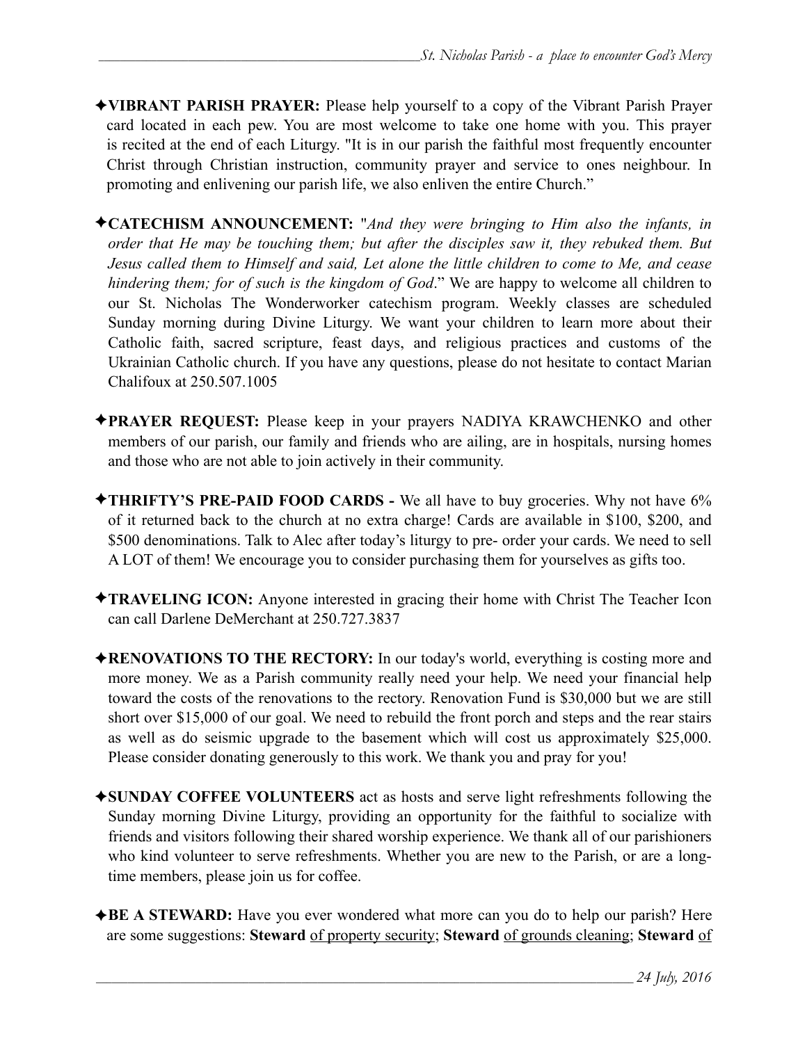✦**VIBRANT PARISH PRAYER:** Please help yourself to a copy of the Vibrant Parish Prayer card located in each pew. You are most welcome to take one home with you. This prayer is recited at the end of each Liturgy. "It is in our parish the faithful most frequently encounter Christ through Christian instruction, community prayer and service to ones neighbour. In promoting and enlivening our parish life, we also enliven the entire Church."

✦**CATECHISM ANNOUNCEMENT:** "*And they were bringing to Him also the infants, in order that He may be touching them; but after the disciples saw it, they rebuked them. But Jesus called them to Himself and said, Let alone the little children to come to Me, and cease hindering them; for of such is the kingdom of God*." We are happy to welcome all children to our St. Nicholas The Wonderworker catechism program. Weekly classes are scheduled Sunday morning during Divine Liturgy. We want your children to learn more about their Catholic faith, sacred scripture, feast days, and religious practices and customs of the Ukrainian Catholic church. If you have any questions, please do not hesitate to contact Marian Chalifoux at 250.507.1005

✦**PRAYER REQUEST:** Please keep in your prayers NADIYA KRAWCHENKO and other members of our parish, our family and friends who are ailing, are in hospitals, nursing homes and those who are not able to join actively in their community.

✦**THRIFTY'S PRE-PAID FOOD CARDS -** We all have to buy groceries. Why not have 6% of it returned back to the church at no extra charge! Cards are available in $100, $200, and $500 denominations. Talk to Alec after today's liturgy to pre- order your cards. We need to sell A LOT of them! We encourage you to consider purchasing them for yourselves as gifts too.

✦**TRAVELING ICON:** Anyone interested in gracing their home with Christ The Teacher Icon can call Darlene DeMerchant at 250.727.3837

✦**RENOVATIONS TO THE RECTORY:** In our today's world, everything is costing more and more money. We as a Parish community really need your help. We need your financial help toward the costs of the renovations to the rectory. Renovation Fund is $30,000 but we are still short over $15,000 of our goal. We need to rebuild the front porch and steps and the rear stairs as well as do seismic upgrade to the basement which will cost us approximately $25,000. Please consider donating generously to this work. We thank you and pray for you!

✦**SUNDAY COFFEE VOLUNTEERS** act as hosts and serve light refreshments following the Sunday morning Divine Liturgy, providing an opportunity for the faithful to socialize with friends and visitors following their shared worship experience. We thank all of our parishioners who kind volunteer to serve refreshments. Whether you are new to the Parish, or are a long-time members, please join us for coffee.

✦**BE A STEWARD:** Have you ever wondered what more can you do to help our parish? Here are some suggestions: **Steward** of property security; **Steward** of grounds cleaning; **Steward** of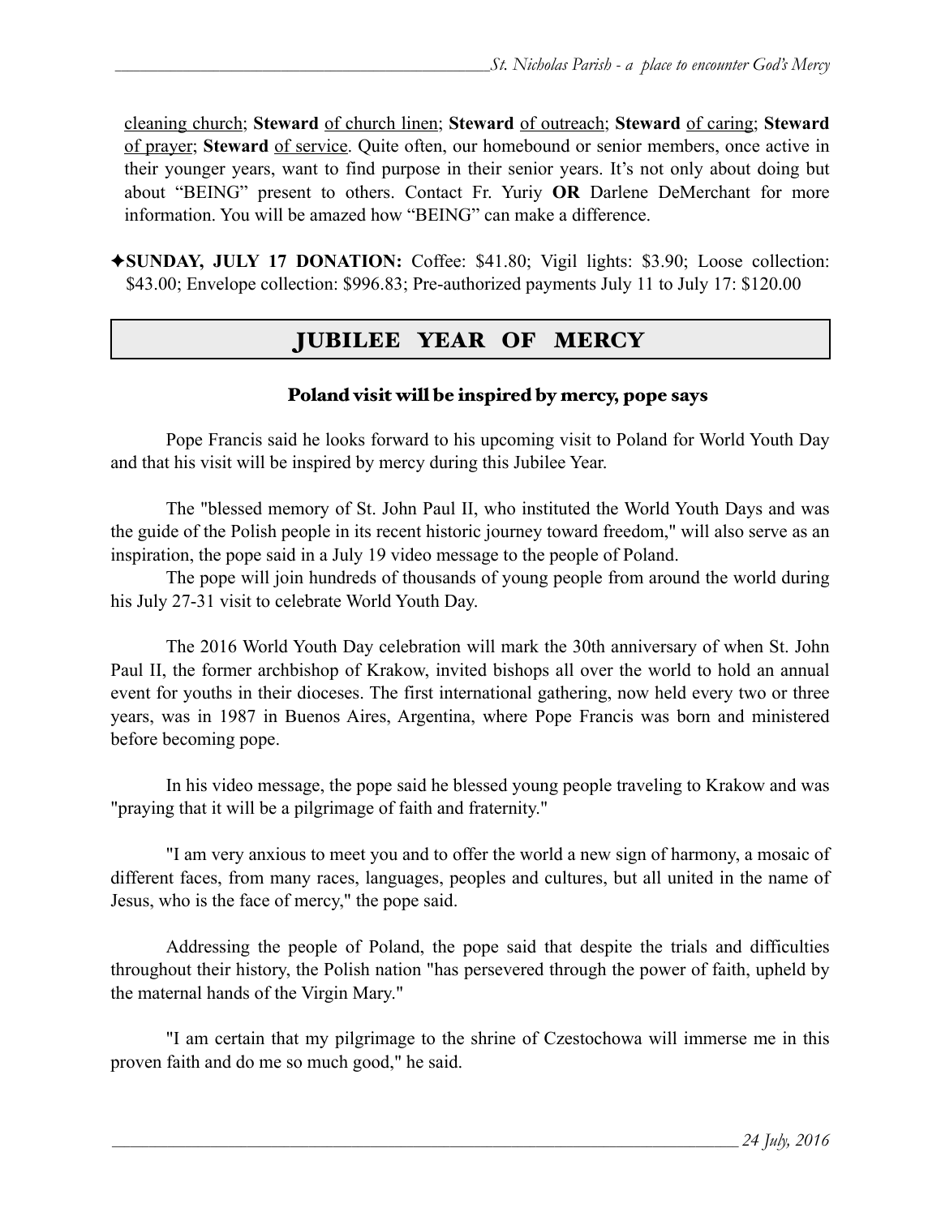cleaning church; **Steward** of church linen; **Steward** of outreach; **Steward** of caring; **Steward** of prayer; **Steward** of service. Quite often, our homebound or senior members, once active in their younger years, want to find purpose in their senior years. It's not only about doing but about "BEING" present to others. Contact Fr. Yuriy **OR** Darlene DeMerchant for more information. You will be amazed how "BEING" can make a difference.

✦**SUNDAY, JULY 17 DONATION:** Coffee: $41.80; Vigil lights: $3.90; Loose collection: $43.00; Envelope collection: $996.83; Pre-authorized payments July 11 to July 17: $120.00

## JUBILEE YEAR OF MERCY

### Poland visit will be inspired by mercy, pope says

Pope Francis said he looks forward to his upcoming visit to Poland for World Youth Day and that his visit will be inspired by mercy during this Jubilee Year.

The "blessed memory of St. John Paul II, who instituted the World Youth Days and was the guide of the Polish people in its recent historic journey toward freedom," will also serve as an inspiration, the pope said in a July 19 video message to the people of Poland.

The pope will join hundreds of thousands of young people from around the world during his July 27-31 visit to celebrate World Youth Day.

The 2016 World Youth Day celebration will mark the 30th anniversary of when St. John Paul II, the former archbishop of Krakow, invited bishops all over the world to hold an annual event for youths in their dioceses. The first international gathering, now held every two or three years, was in 1987 in Buenos Aires, Argentina, where Pope Francis was born and ministered before becoming pope.

In his video message, the pope said he blessed young people traveling to Krakow and was "praying that it will be a pilgrimage of faith and fraternity."

"I am very anxious to meet you and to offer the world a new sign of harmony, a mosaic of different faces, from many races, languages, peoples and cultures, but all united in the name of Jesus, who is the face of mercy," the pope said.

Addressing the people of Poland, the pope said that despite the trials and difficulties throughout their history, the Polish nation "has persevered through the power of faith, upheld by the maternal hands of the Virgin Mary."

"I am certain that my pilgrimage to the shrine of Czestochowa will immerse me in this proven faith and do me so much good," he said.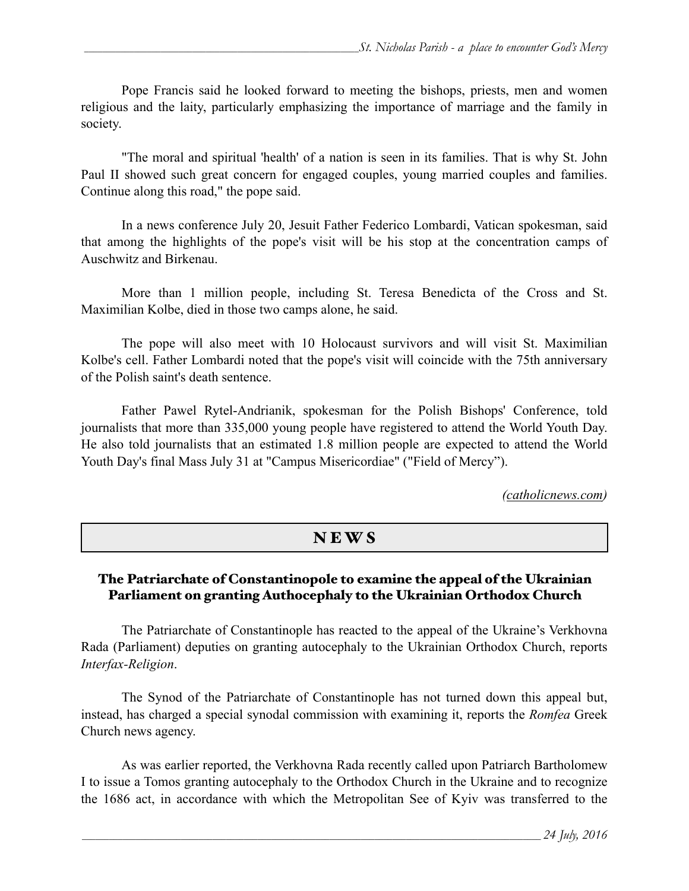Pope Francis said he looked forward to meeting the bishops, priests, men and women religious and the laity, particularly emphasizing the importance of marriage and the family in society.

"The moral and spiritual 'health' of a nation is seen in its families. That is why St. John Paul II showed such great concern for engaged couples, young married couples and families. Continue along this road," the pope said.

In a news conference July 20, Jesuit Father Federico Lombardi, Vatican spokesman, said that among the highlights of the pope's visit will be his stop at the concentration camps of Auschwitz and Birkenau.

More than 1 million people, including St. Teresa Benedicta of the Cross and St. Maximilian Kolbe, died in those two camps alone, he said.

The pope will also meet with 10 Holocaust survivors and will visit St. Maximilian Kolbe's cell. Father Lombardi noted that the pope's visit will coincide with the 75th anniversary of the Polish saint's death sentence.

Father Pawel Rytel-Andrianik, spokesman for the Polish Bishops' Conference, told journalists that more than 335,000 young people have registered to attend the World Youth Day. He also told journalists that an estimated 1.8 million people are expected to attend the World Youth Day's final Mass July 31 at "Campus Misericordiae" ("Field of Mercy").

*(catholicnews.com)*

## NEWS

### The Patriarchate of Constantinople to examine the appeal of the Ukrainian Parliament on granting Authocephaly to the Ukrainian Orthodox Church

The Patriarchate of Constantinople has reacted to the appeal of the Ukraine's Verkhovna Rada (Parliament) deputies on granting autocephaly to the Ukrainian Orthodox Church, reports *Interfax-Religion*.

The Synod of the Patriarchate of Constantinople has not turned down this appeal but, instead, has charged a special synodal commission with examining it, reports the *Romfea* Greek Church news agency.

As was earlier reported, the Verkhovna Rada recently called upon Patriarch Bartholomew I to issue a Tomos granting autocephaly to the Orthodox Church in the Ukraine and to recognize the 1686 act, in accordance with which the Metropolitan See of Kyiv was transferred to the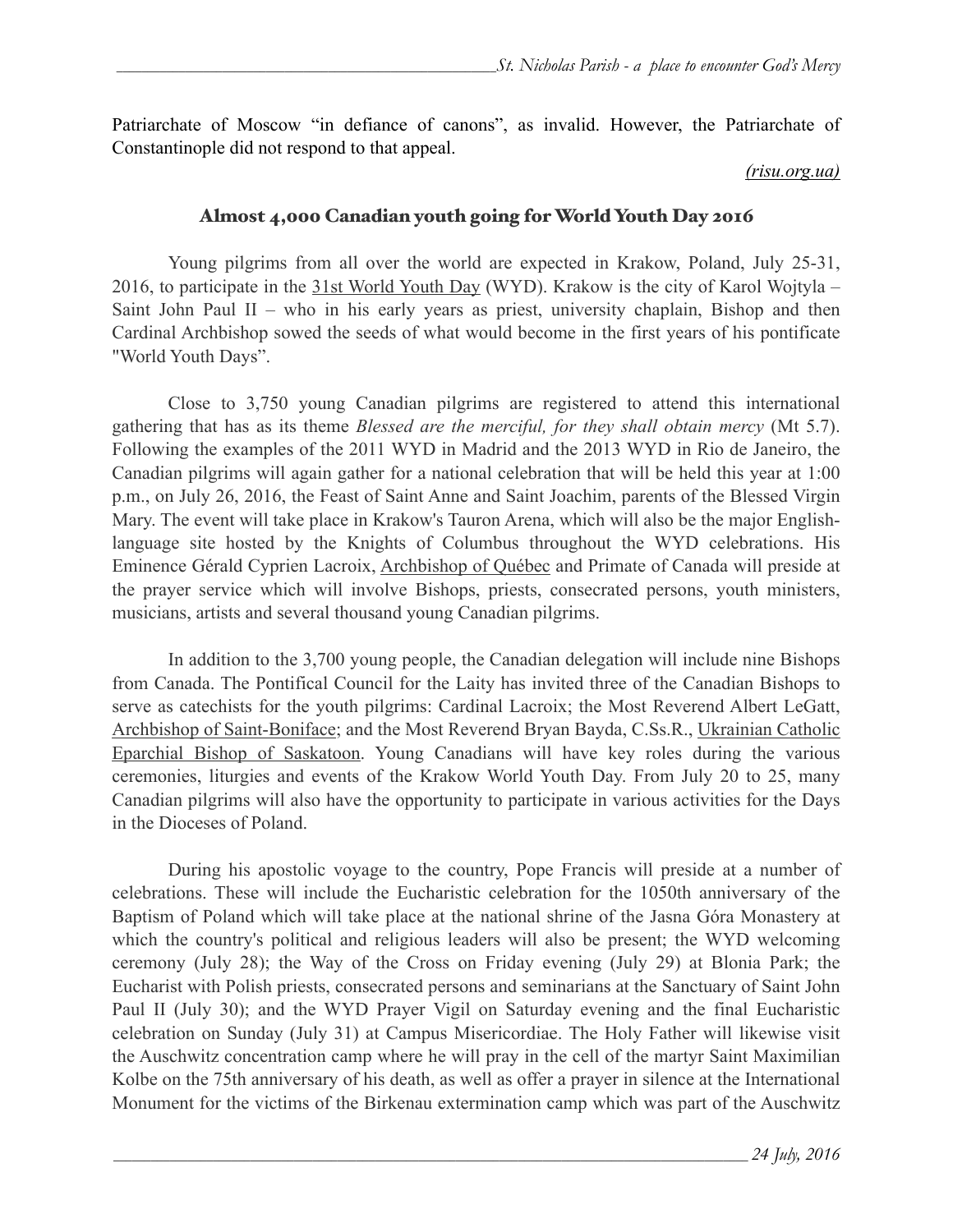Patriarchate of Moscow "in defiance of canons", as invalid. However, the Patriarchate of Constantinople did not respond to that appeal.

*(risu.org.ua)*

## Almost 4,000 Canadian youth going for World Youth Day 2016

Young pilgrims from all over the world are expected in Krakow, Poland, July 25-31, 2016, to participate in the 31st World Youth Day (WYD). Krakow is the city of Karol Wojtyla – Saint John Paul II – who in his early years as priest, university chaplain, Bishop and then Cardinal Archbishop sowed the seeds of what would become in the first years of his pontificate "World Youth Days".

Close to 3,750 young Canadian pilgrims are registered to attend this international gathering that has as its theme *Blessed are the merciful, for they shall obtain mercy* (Mt 5.7). Following the examples of the 2011 WYD in Madrid and the 2013 WYD in Rio de Janeiro, the Canadian pilgrims will again gather for a national celebration that will be held this year at 1:00 p.m., on July 26, 2016, the Feast of Saint Anne and Saint Joachim, parents of the Blessed Virgin Mary. The event will take place in Krakow's Tauron Arena, which will also be the major English-language site hosted by the Knights of Columbus throughout the WYD celebrations. His Eminence Gérald Cyprien Lacroix, Archbishop of Québec and Primate of Canada will preside at the prayer service which will involve Bishops, priests, consecrated persons, youth ministers, musicians, artists and several thousand young Canadian pilgrims.

In addition to the 3,700 young people, the Canadian delegation will include nine Bishops from Canada. The Pontifical Council for the Laity has invited three of the Canadian Bishops to serve as catechists for the youth pilgrims: Cardinal Lacroix; the Most Reverend Albert LeGatt, Archbishop of Saint-Boniface; and the Most Reverend Bryan Bayda, C.Ss.R., Ukrainian Catholic Eparchial Bishop of Saskatoon. Young Canadians will have key roles during the various ceremonies, liturgies and events of the Krakow World Youth Day. From July 20 to 25, many Canadian pilgrims will also have the opportunity to participate in various activities for the Days in the Dioceses of Poland.

During his apostolic voyage to the country, Pope Francis will preside at a number of celebrations. These will include the Eucharistic celebration for the 1050th anniversary of the Baptism of Poland which will take place at the national shrine of the Jasna Góra Monastery at which the country's political and religious leaders will also be present; the WYD welcoming ceremony (July 28); the Way of the Cross on Friday evening (July 29) at Blonia Park; the Eucharist with Polish priests, consecrated persons and seminarians at the Sanctuary of Saint John Paul II (July 30); and the WYD Prayer Vigil on Saturday evening and the final Eucharistic celebration on Sunday (July 31) at Campus Misericordiae. The Holy Father will likewise visit the Auschwitz concentration camp where he will pray in the cell of the martyr Saint Maximilian Kolbe on the 75th anniversary of his death, as well as offer a prayer in silence at the International Monument for the victims of the Birkenau extermination camp which was part of the Auschwitz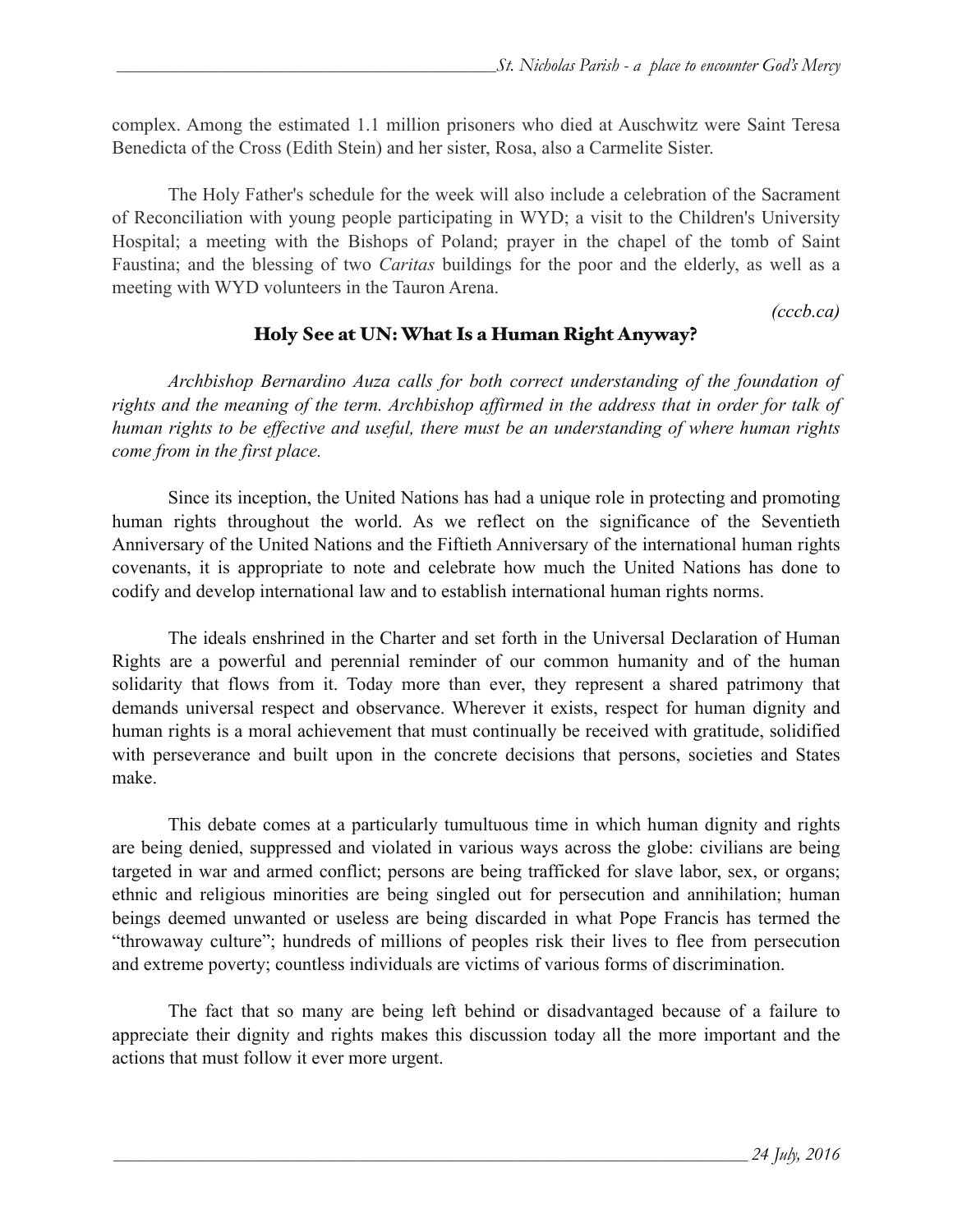complex. Among the estimated 1.1 million prisoners who died at Auschwitz were Saint Teresa Benedicta of the Cross (Edith Stein) and her sister, Rosa, also a Carmelite Sister.

The Holy Father's schedule for the week will also include a celebration of the Sacrament of Reconciliation with young people participating in WYD; a visit to the Children's University Hospital; a meeting with the Bishops of Poland; prayer in the chapel of the tomb of Saint Faustina; and the blessing of two *Caritas* buildings for the poor and the elderly, as well as a meeting with WYD volunteers in the Tauron Arena.

*(cccb.ca)*

## Holy See at UN: What Is a Human Right Anyway?

*Archbishop Bernardino Auza calls for both correct understanding of the foundation of rights and the meaning of the term. Archbishop affirmed in the address that in order for talk of human rights to be effective and useful, there must be an understanding of where human rights come from in the first place.*

Since its inception, the United Nations has had a unique role in protecting and promoting human rights throughout the world. As we reflect on the significance of the Seventieth Anniversary of the United Nations and the Fiftieth Anniversary of the international human rights covenants, it is appropriate to note and celebrate how much the United Nations has done to codify and develop international law and to establish international human rights norms.

The ideals enshrined in the Charter and set forth in the Universal Declaration of Human Rights are a powerful and perennial reminder of our common humanity and of the human solidarity that flows from it. Today more than ever, they represent a shared patrimony that demands universal respect and observance. Wherever it exists, respect for human dignity and human rights is a moral achievement that must continually be received with gratitude, solidified with perseverance and built upon in the concrete decisions that persons, societies and States make.

This debate comes at a particularly tumultuous time in which human dignity and rights are being denied, suppressed and violated in various ways across the globe: civilians are being targeted in war and armed conflict; persons are being trafficked for slave labor, sex, or organs; ethnic and religious minorities are being singled out for persecution and annihilation; human beings deemed unwanted or useless are being discarded in what Pope Francis has termed the "throwaway culture"; hundreds of millions of peoples risk their lives to flee from persecution and extreme poverty; countless individuals are victims of various forms of discrimination.

The fact that so many are being left behind or disadvantaged because of a failure to appreciate their dignity and rights makes this discussion today all the more important and the actions that must follow it ever more urgent.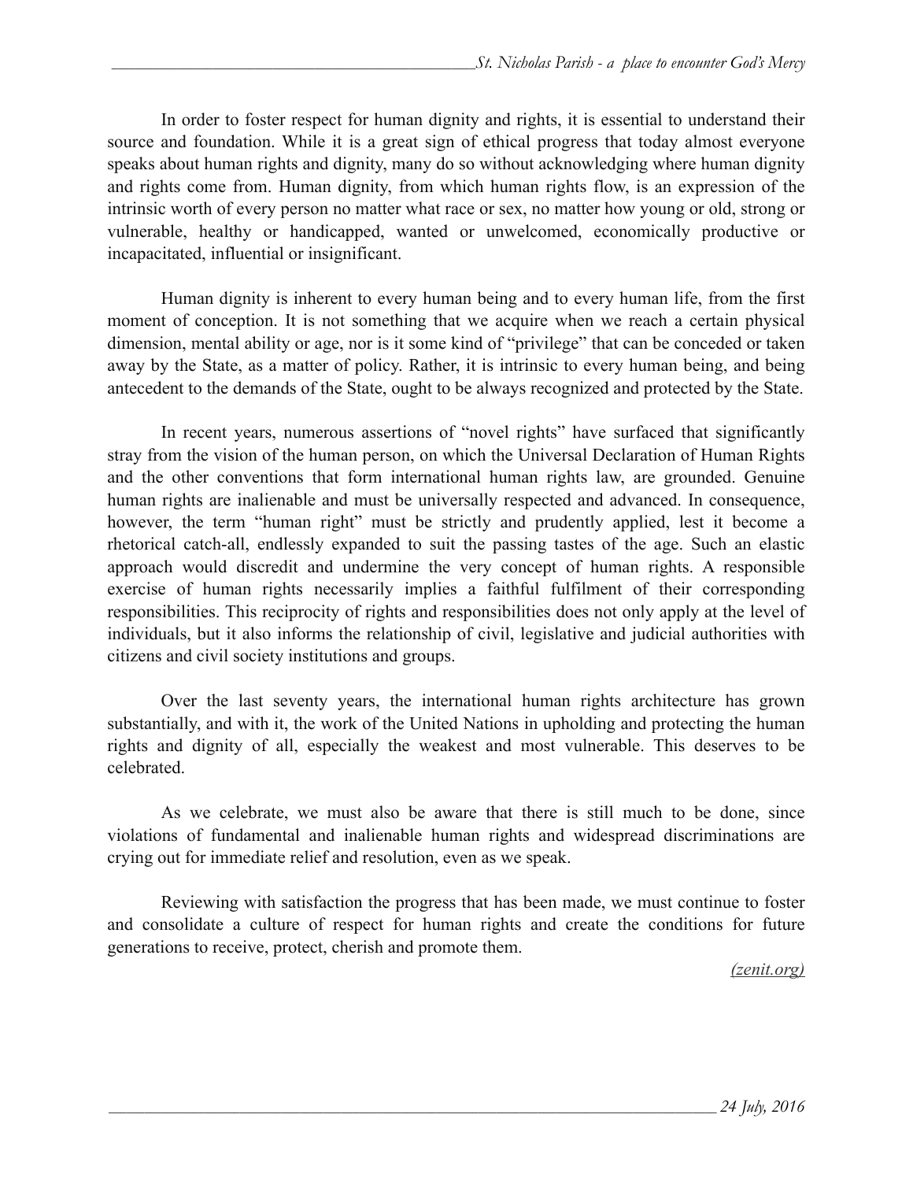In order to foster respect for human dignity and rights, it is essential to understand their source and foundation. While it is a great sign of ethical progress that today almost everyone speaks about human rights and dignity, many do so without acknowledging where human dignity and rights come from. Human dignity, from which human rights flow, is an expression of the intrinsic worth of every person no matter what race or sex, no matter how young or old, strong or vulnerable, healthy or handicapped, wanted or unwelcomed, economically productive or incapacitated, influential or insignificant.

Human dignity is inherent to every human being and to every human life, from the first moment of conception. It is not something that we acquire when we reach a certain physical dimension, mental ability or age, nor is it some kind of "privilege" that can be conceded or taken away by the State, as a matter of policy. Rather, it is intrinsic to every human being, and being antecedent to the demands of the State, ought to be always recognized and protected by the State.

In recent years, numerous assertions of "novel rights" have surfaced that significantly stray from the vision of the human person, on which the Universal Declaration of Human Rights and the other conventions that form international human rights law, are grounded. Genuine human rights are inalienable and must be universally respected and advanced. In consequence, however, the term "human right" must be strictly and prudently applied, lest it become a rhetorical catch-all, endlessly expanded to suit the passing tastes of the age. Such an elastic approach would discredit and undermine the very concept of human rights. A responsible exercise of human rights necessarily implies a faithful fulfilment of their corresponding responsibilities. This reciprocity of rights and responsibilities does not only apply at the level of individuals, but it also informs the relationship of civil, legislative and judicial authorities with citizens and civil society institutions and groups.

Over the last seventy years, the international human rights architecture has grown substantially, and with it, the work of the United Nations in upholding and protecting the human rights and dignity of all, especially the weakest and most vulnerable. This deserves to be celebrated.

As we celebrate, we must also be aware that there is still much to be done, since violations of fundamental and inalienable human rights and widespread discriminations are crying out for immediate relief and resolution, even as we speak.

Reviewing with satisfaction the progress that has been made, we must continue to foster and consolidate a culture of respect for human rights and create the conditions for future generations to receive, protect, cherish and promote them.

*(zenit.org)*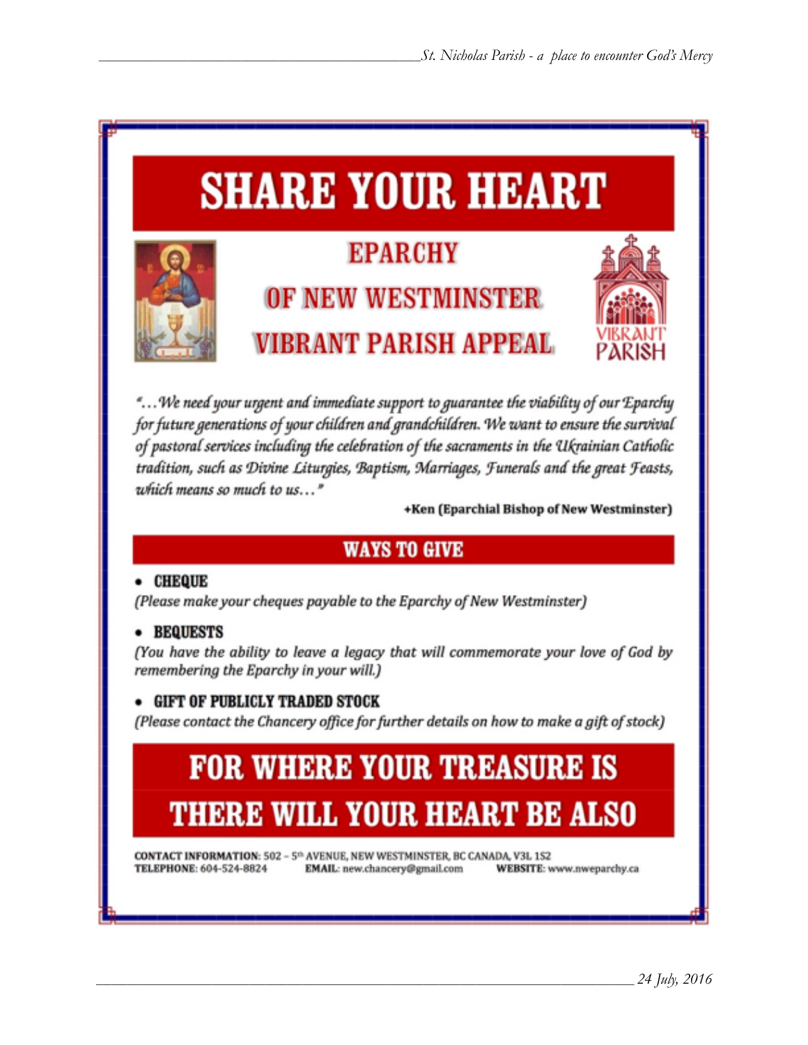# SHARE YOUR HEART

## EPARCHY OF NEW WESTMINSTER VIBRANT PARISH APPEAL

VIBRANT PARISH

*"…We need your urgent and immediate support to guarantee the viability of our Eparchy for future generations of your children and grandchildren. We want to ensure the survival of pastoral services including the celebration of the sacraments in the Ukrainian Catholic tradition, such as Divine Liturgies, Baptism, Marriages, Funerals and the great Feasts, which means so much to us…"*

**+Ken (Eparchial Bishop of New Westminster)**

## WAYS TO GIVE

- **CHEQUE**

*(Please make your cheques payable to the Eparchy of New Westminster)*

- **BEQUESTS**

*(You have the ability to leave a legacy that will commemorate your love of God by remembering the Eparchy in your will.)*

- **GIFT OF PUBLICLY TRADED STOCK**

*(Please contact the Chancery office for further details on how to make a gift of stock)*

## FOR WHERE YOUR TREASURE IS THERE WILL YOUR HEART BE ALSO

**CONTACT INFORMATION**: 502 – 5th AVENUE, NEW WESTMINSTER, BC CANADA, V3L 1S2

**TELEPHONE**: 604-524-8824 **EMAIL**: new.chancery@gmail.com **WEBSITE**: www.nweparchy.ca